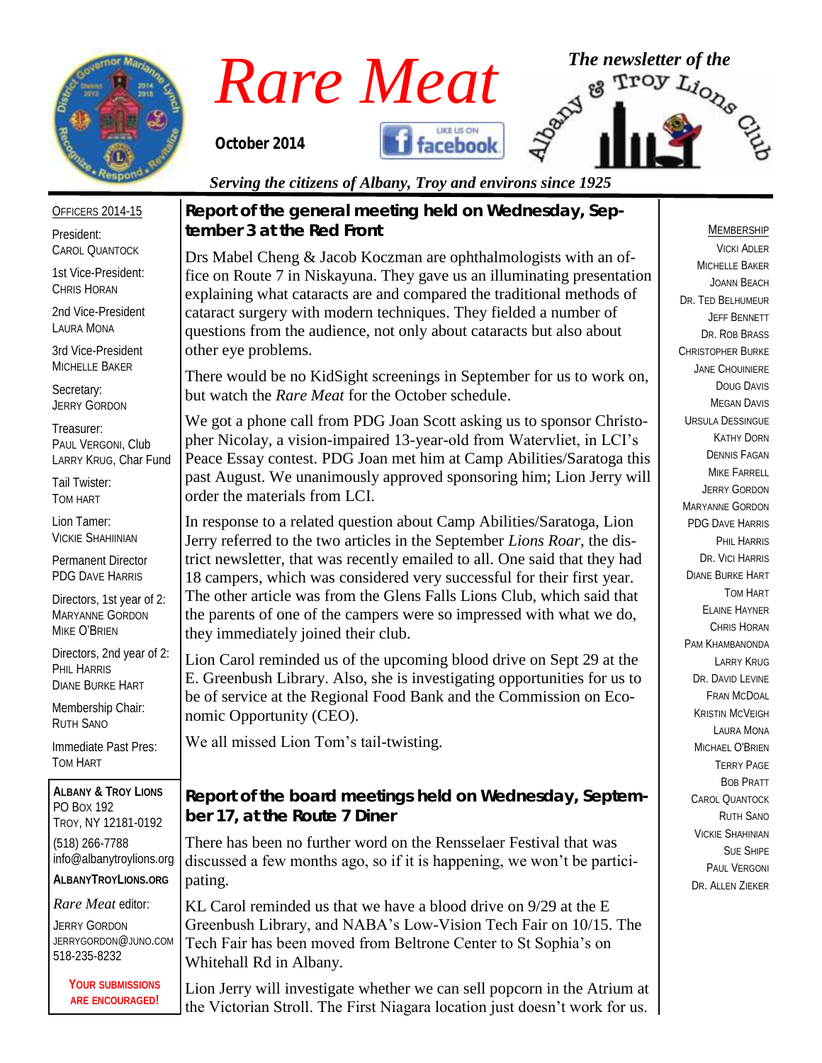# Rare Meat

**October 2014**

*The newsletter of the Albany & Troy Lions Club*

*Serving the citizens of Albany, Troy and environs since 1925*

## Report of the general meeting held on Wednesday, September 3 at the Red Front

Drs Mabel Cheng & Jacob Koczman are ophthalmologists with an office on Route 7 in Niskayuna. They gave us an illuminating presentation explaining what cataracts are and compared the traditional methods of cataract surgery with modern techniques. They fielded a number of questions from the audience, not only about cataracts but also about other eye problems.

There would be no KidSight screenings in September for us to work on, but watch the *Rare Meat* for the October schedule.

We got a phone call from PDG Joan Scott asking us to sponsor Christopher Nicolay, a vision-impaired 13-year-old from Watervliet, in LCI's Peace Essay contest. PDG Joan met him at Camp Abilities/Saratoga this past August. We unanimously approved sponsoring him; Lion Jerry will order the materials from LCI.

In response to a related question about Camp Abilities/Saratoga, Lion Jerry referred to the two articles in the September *Lions Roar*, the district newsletter, that was recently emailed to all. One said that they had 18 campers, which was considered very successful for their first year. The other article was from the Glens Falls Lions Club, which said that the parents of one of the campers were so impressed with what we do, they immediately joined their club.

Lion Carol reminded us of the upcoming blood drive on Sept 29 at the E. Greenbush Library. Also, she is investigating opportunities for us to be of service at the Regional Food Bank and the Commission on Economic Opportunity (CEO).

We all missed Lion Tom's tail-twisting.

## Report of the board meetings held on Wednesday, September 17, at the Route 7 Diner

There has been no further word on the Rensselaer Festival that was discussed a few months ago, so if it is happening, we won't be participating.

KL Carol reminded us that we have a blood drive on 9/29 at the E Greenbush Library, and NABA's Low-Vision Tech Fair on 10/15. The Tech Fair has been moved from Beltrone Center to St Sophia's on Whitehall Rd in Albany.

Lion Jerry will investigate whether we can sell popcorn in the Atrium at the Victorian Stroll. The First Niagara location just doesn't work for us.

---

**OFFICERS 2014-15**

President:
CAROL QUANTOCK

1st Vice-President:
CHRIS HORAN

2nd Vice-President
LAURA MONA

3rd Vice-President
MICHELLE BAKER

Secretary:
JERRY GORDON

Treasurer:
PAUL VERGONI, Club
LARRY KRUG, Char Fund

Tail Twister:
TOM HART

Lion Tamer:
VICKIE SHAHIINIAN

Permanent Director
PDG DAVE HARRIS

Directors, 1st year of 2:
MARYANNE GORDON
MIKE O'BRIEN

Directors, 2nd year of 2:
PHIL HARRIS
DIANE BURKE HART

Membership Chair:
RUTH SANO

Immediate Past Pres:
TOM HART

**ALBANY & TROY LIONS**
PO BOX 192
TROY, NY 12181-0192
(518) 266-7788
info@albanytroylions.org
**ALBANYTROYLIONS.ORG**

*Rare Meat* editor:
JERRY GORDON
JERRYGORDON@JUNO.COM
518-235-8232

**YOUR SUBMISSIONS ARE ENCOURAGED!**

---

**MEMBERSHIP**

VICKI ADLER
MICHELLE BAKER
JOANN BEACH
DR. TED BELHUMEUR
JEFF BENNETT
DR. ROB BRASS
CHRISTOPHER BURKE
JANE CHOUINIERE
DOUG DAVIS
MEGAN DAVIS
URSULA DESSINGUE
KATHY DORN
DENNIS FAGAN
MIKE FARRELL
JERRY GORDON
MARYANNE GORDON
PDG DAVE HARRIS
PHIL HARRIS
DR. VICI HARRIS
DIANE BURKE HART
TOM HART
ELAINE HAYNER
CHRIS HORAN
PAM KHAMBANONDA
LARRY KRUG
DR. DAVID LEVINE
FRAN MCDOAL
KRISTIN MCVEIGH
LAURA MONA
MICHAEL O'BRIEN
TERRY PAGE
BOB PRATT
CAROL QUANTOCK
RUTH SANO
VICKIE SHAHINIAN
SUE SHIPE
PAUL VERGONI
DR. ALLEN ZIEKER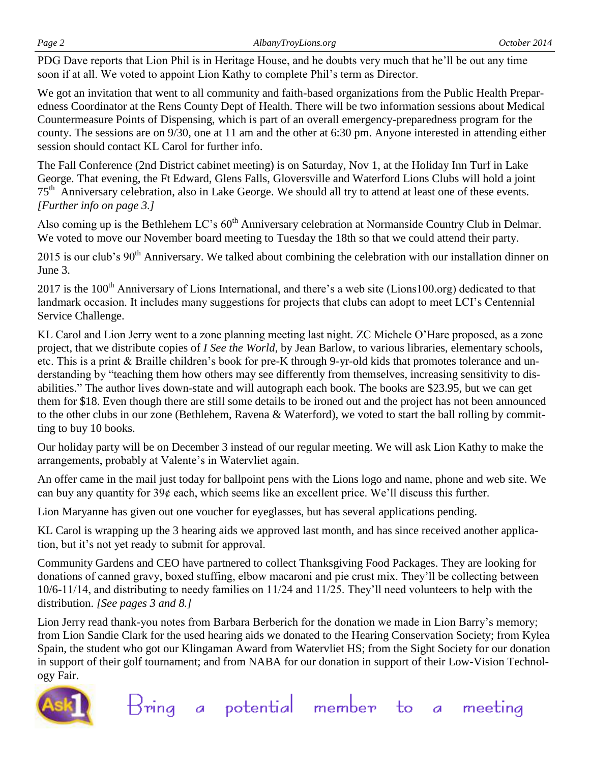PDG Dave reports that Lion Phil is in Heritage House, and he doubts very much that he'll be out any time soon if at all. We voted to appoint Lion Kathy to complete Phil's term as Director.

We got an invitation that went to all community and faith-based organizations from the Public Health Preparedness Coordinator at the Rens County Dept of Health. There will be two information sessions about Medical Countermeasure Points of Dispensing, which is part of an overall emergency-preparedness program for the county. The sessions are on 9/30, one at 11 am and the other at 6:30 pm. Anyone interested in attending either session should contact KL Carol for further info.

The Fall Conference (2nd District cabinet meeting) is on Saturday, Nov 1, at the Holiday Inn Turf in Lake George. That evening, the Ft Edward, Glens Falls, Gloversville and Waterford Lions Clubs will hold a joint 75th Anniversary celebration, also in Lake George. We should all try to attend at least one of these events. *[Further info on page 3.]*

Also coming up is the Bethlehem LC's 60th Anniversary celebration at Normanside Country Club in Delmar. We voted to move our November board meeting to Tuesday the 18th so that we could attend their party.

2015 is our club's 90th Anniversary. We talked about combining the celebration with our installation dinner on June 3.

2017 is the 100th Anniversary of Lions International, and there's a web site (Lions100.org) dedicated to that landmark occasion. It includes many suggestions for projects that clubs can adopt to meet LCI's Centennial Service Challenge.

KL Carol and Lion Jerry went to a zone planning meeting last night. ZC Michele O'Hare proposed, as a zone project, that we distribute copies of *I See the World*, by Jean Barlow, to various libraries, elementary schools, etc. This is a print & Braille children's book for pre-K through 9-yr-old kids that promotes tolerance and understanding by "teaching them how others may see differently from themselves, increasing sensitivity to disabilities." The author lives down-state and will autograph each book. The books are $23.95, but we can get them for $18. Even though there are still some details to be ironed out and the project has not been announced to the other clubs in our zone (Bethlehem, Ravena & Waterford), we voted to start the ball rolling by committing to buy 10 books.

Our holiday party will be on December 3 instead of our regular meeting. We will ask Lion Kathy to make the arrangements, probably at Valente's in Watervliet again.

An offer came in the mail just today for ballpoint pens with the Lions logo and name, phone and web site. We can buy any quantity for 39¢ each, which seems like an excellent price. We'll discuss this further.

Lion Maryanne has given out one voucher for eyeglasses, but has several applications pending.

KL Carol is wrapping up the 3 hearing aids we approved last month, and has since received another application, but it's not yet ready to submit for approval.

Community Gardens and CEO have partnered to collect Thanksgiving Food Packages. They are looking for donations of canned gravy, boxed stuffing, elbow macaroni and pie crust mix. They'll be collecting between 10/6-11/14, and distributing to needy families on 11/24 and 11/25. They'll need volunteers to help with the distribution. *[See pages 3 and 8.]*

Lion Jerry read thank-you notes from Barbara Berberich for the donation we made in Lion Barry's memory; from Lion Sandie Clark for the used hearing aids we donated to the Hearing Conservation Society; from Kylea Spain, the student who got our Klingaman Award from Watervliet HS; from the Sight Society for our donation in support of their golf tournament; and from NABA for our donation in support of their Low-Vision Technology Fair.

Ask1 — Bring a potential member to a meeting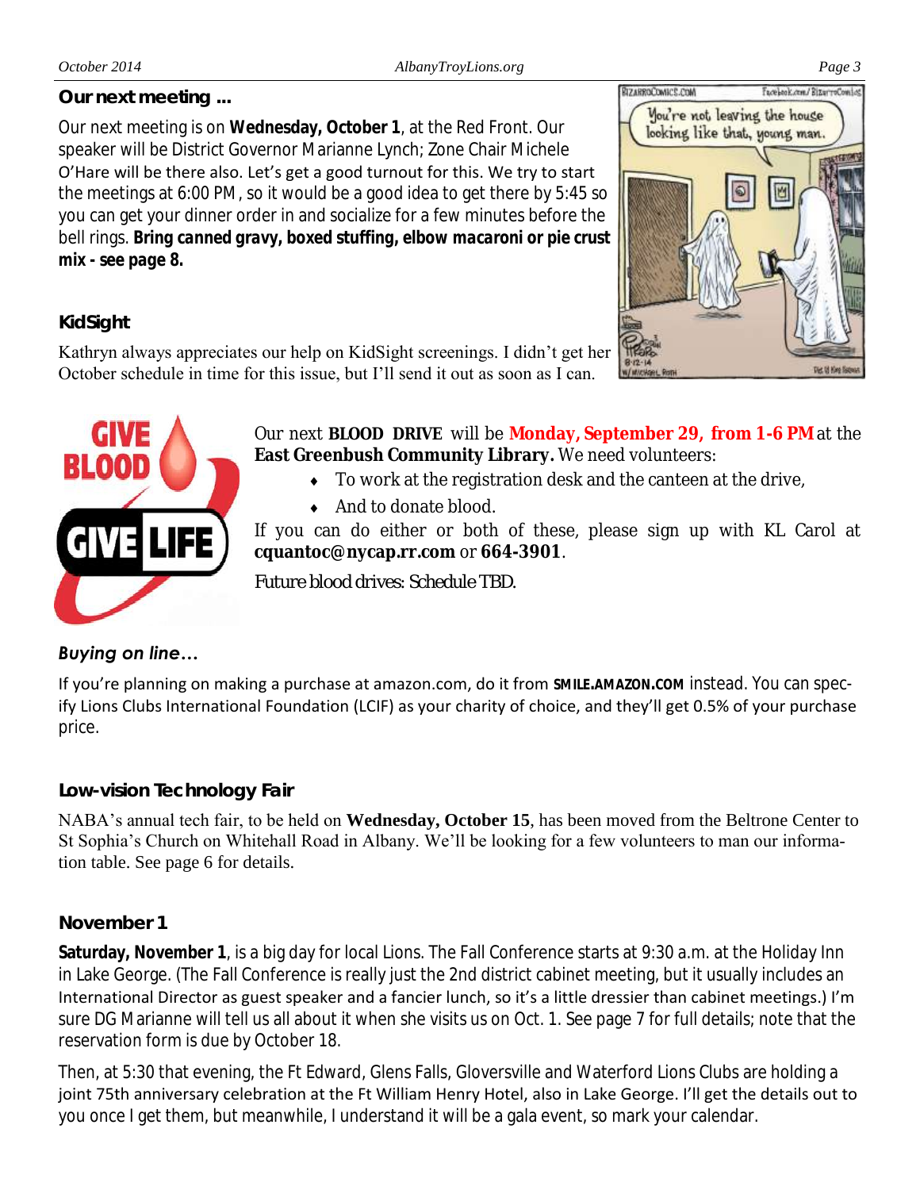### Our next meeting ...

Our next meeting is on **Wednesday, October 1**, at the Red Front. Our speaker will be District Governor Marianne Lynch; Zone Chair Michele O'Hare will be there also. Let's get a good turnout for this. We try to start the meetings at 6:00 PM, so it would be a good idea to get there by 5:45 so you can get your dinner order in and socialize for a few minutes before the bell rings. ***Bring canned gravy, boxed stuffing, elbow macaroni or pie crust mix - see page 8.***

### KidSight

Kathryn always appreciates our help on KidSight screenings. I didn't get her October schedule in time for this issue, but I'll send it out as soon as I can.

Our next **BLOOD DRIVE** will be **Monday, September 29, from 1-6 PM** at the **East Greenbush Community Library.** We need volunteers:

- To work at the registration desk and the canteen at the drive,
- And to donate blood.

If you can do either or both of these, please sign up with KL Carol at **cquantoc@nycap.rr.com** or **664-3901**.

Future blood drives: Schedule TBD.

### *Buying on line…*

If you're planning on making a purchase at amazon.com, do it from **SMILE.AMAZON.COM** instead. You can specify Lions Clubs International Foundation (LCIF) as your charity of choice, and they'll get 0.5% of your purchase price.

### Low-vision Technology Fair

NABA's annual tech fair, to be held on **Wednesday, October 15**, has been moved from the Beltrone Center to St Sophia's Church on Whitehall Road in Albany. We'll be looking for a few volunteers to man our information table. See page 6 for details.

### November 1

**Saturday, November 1**, is a big day for local Lions. The Fall Conference starts at 9:30 a.m. at the Holiday Inn in Lake George. (The Fall Conference is really just the 2nd district cabinet meeting, but it usually includes an International Director as guest speaker and a fancier lunch, so it's a little dressier than cabinet meetings.) I'm sure DG Marianne will tell us all about it when she visits us on Oct. 1. See page 7 for full details; note that the reservation form is due by October 18.

Then, at 5:30 that evening, the Ft Edward, Glens Falls, Gloversville and Waterford Lions Clubs are holding a joint 75th anniversary celebration at the Ft William Henry Hotel, also in Lake George. I'll get the details out to you once I get them, but meanwhile, I understand it will be a gala event, so mark your calendar.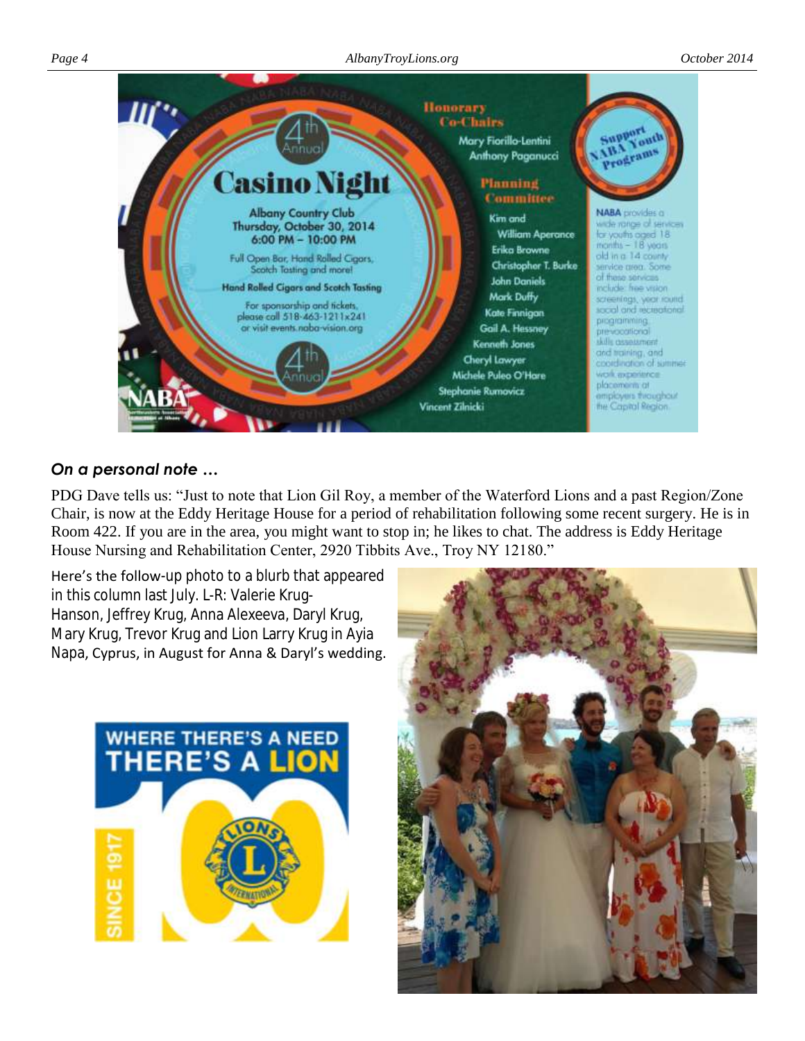# 4th Annual Casino Night

Albany Country Club
Thursday, October 30, 2014
6:00 PM – 10:00 PM

Full Open Bar, Hand Rolled Cigars, Scotch Tasting and more!

Hand Rolled Cigars and Scotch Tasting

For sponsorship and tickets, please call 518-463-1211x241 or visit events.naba-vision.org

**Honorary Co-Chairs**
Mary Fiorillo-Lentini
Anthony Paganucci

**Planning Committee**
Kim and William Aperance
Erika Browne
Christopher T. Burke
John Daniels
Mark Duffy
Kate Finnigan
Gail A. Hessney
Kenneth Jones
Cheryl Lawyer
Michele Puleo O'Hare
Stephanie Rumovicz
Vincent Zilnicki

**Support NABA Youth Programs**

NABA provides a wide range of services for youths aged 18 months – 18 years old in a 14 county service area. Some of these services include: free vision screenings, year round social and recreational programming, prevocational skills assessment and training, and coordination of summer work experience placements at employers throughout the Capital Region.

## *On a personal note …*

PDG Dave tells us: "Just to note that Lion Gil Roy, a member of the Waterford Lions and a past Region/Zone Chair, is now at the Eddy Heritage House for a period of rehabilitation following some recent surgery. He is in Room 422. If you are in the area, you might want to stop in; he likes to chat. The address is Eddy Heritage House Nursing and Rehabilitation Center, 2920 Tibbits Ave., Troy NY 12180."

Here's the follow-up photo to a blurb that appeared in this column last July. L-R: Valerie Krug-Hanson, Jeffrey Krug, Anna Alexeeva, Daryl Krug, Mary Krug, Trevor Krug and Lion Larry Krug in Ayia Napa, Cyprus, in August for Anna & Daryl's wedding.

WHERE THERE'S A NEED THERE'S A LION — SINCE 1917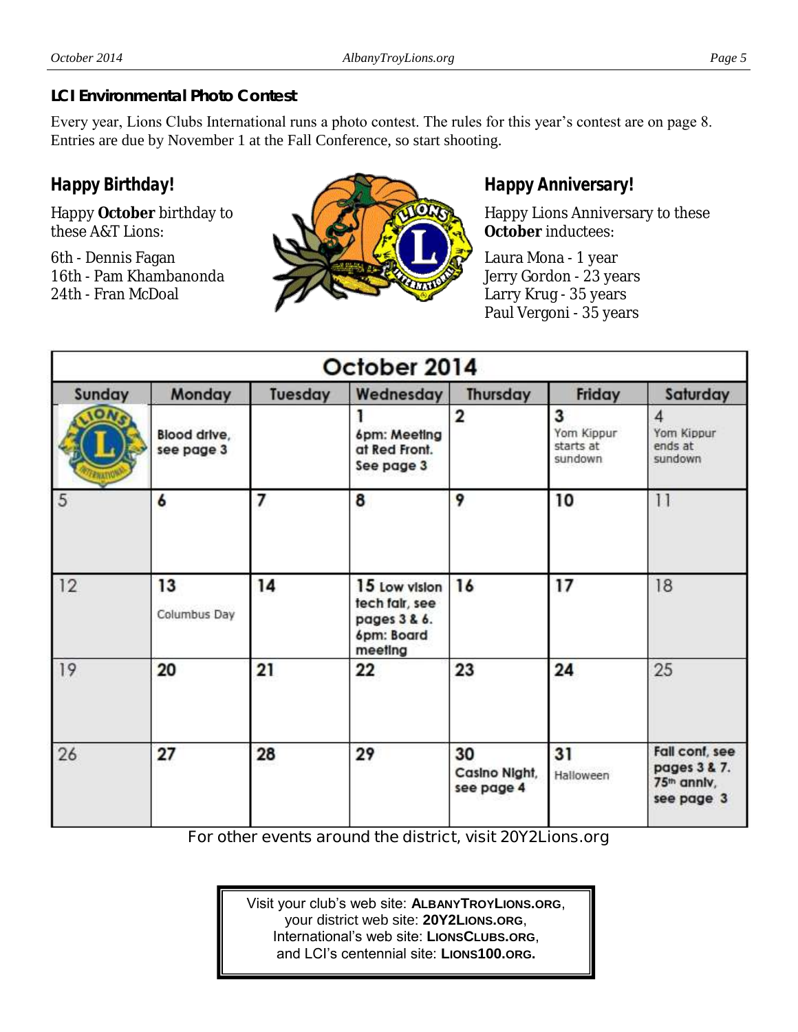### LCI Environmental Photo Contest

Every year, Lions Clubs International runs a photo contest. The rules for this year's contest are on page 8. Entries are due by November 1 at the Fall Conference, so start shooting.

## Happy Birthday!

Happy **October** birthday to these A&T Lions:

6th - Dennis Fagan
16th - Pam Khambanonda
24th - Fran McDoal

## Happy Anniversary!

Happy Lions Anniversary to these **October** inductees:

Laura Mona - 1 year
Jerry Gordon - 23 years
Larry Krug - 35 years
Paul Vergoni - 35 years

| October 2014 | | | | | | |
|---|---|---|---|---|---|---|
| **Sunday** | **Monday** | **Tuesday** | **Wednesday** | **Thursday** | **Friday** | **Saturday** |
| | **Blood drive, see page 3** | | **1** **6pm: Meeting at Red Front. See page 3** | **2** | **3** Yom Kippur starts at sundown | 4 Yom Kippur ends at sundown |
| 5 | **6** | **7** | **8** | **9** | **10** | 11 |
| 12 | **13** Columbus Day | **14** | **15 Low vision tech fair, see pages 3 & 6. 6pm: Board meeting** | **16** | **17** | 18 |
| 19 | **20** | **21** | **22** | **23** | **24** | 25 |
| 26 | **27** | **28** | **29** | **30** **Casino Night, see page 4** | **31** Halloween | **Fall conf, see pages 3 & 7. 75th anniv, see page 3** |

For other events around the district, visit 20Y2Lions.org

Visit your club's web site: **AlbanyTroyLions.org**,
your district web site: **20Y2Lions.org**,
International's web site: **LionsClubs.org**,
and LCI's centennial site: **Lions100.org.**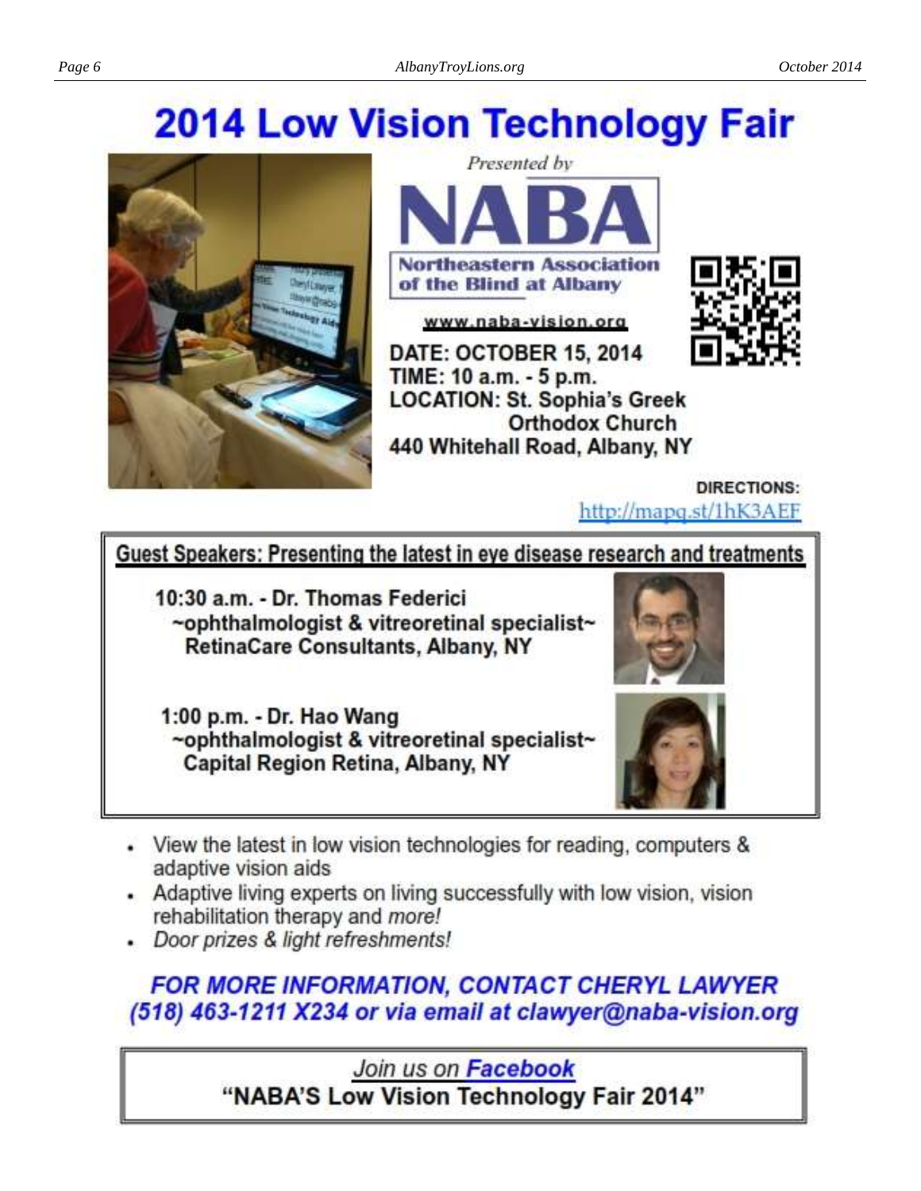# 2014 Low Vision Technology Fair

*Presented by*

**NABA**

**Northeastern Association of the Blind at Albany**

www.naba-vision.org

**DATE: OCTOBER 15, 2014**
**TIME: 10 a.m. - 5 p.m.**
**LOCATION: St. Sophia's Greek Orthodox Church**
**440 Whitehall Road, Albany, NY**

**DIRECTIONS:** http://mapq.st/1hK3AEF

## Guest Speakers: Presenting the latest in eye disease research and treatments

**10:30 a.m. - Dr. Thomas Federici**
**~ophthalmologist & vitreoretinal specialist~**
**RetinaCare Consultants, Albany, NY**

**1:00 p.m. - Dr. Hao Wang**
**~ophthalmologist & vitreoretinal specialist~**
**Capital Region Retina, Albany, NY**

- View the latest in low vision technologies for reading, computers & adaptive vision aids
- Adaptive living experts on living successfully with low vision, vision rehabilitation therapy and *more!*
- *Door prizes & light refreshments!*

***FOR MORE INFORMATION, CONTACT CHERYL LAWYER (518) 463-1211 X234 or via email at clawyer@naba-vision.org***

*Join us on* ***Facebook***
**"NABA'S Low Vision Technology Fair 2014"**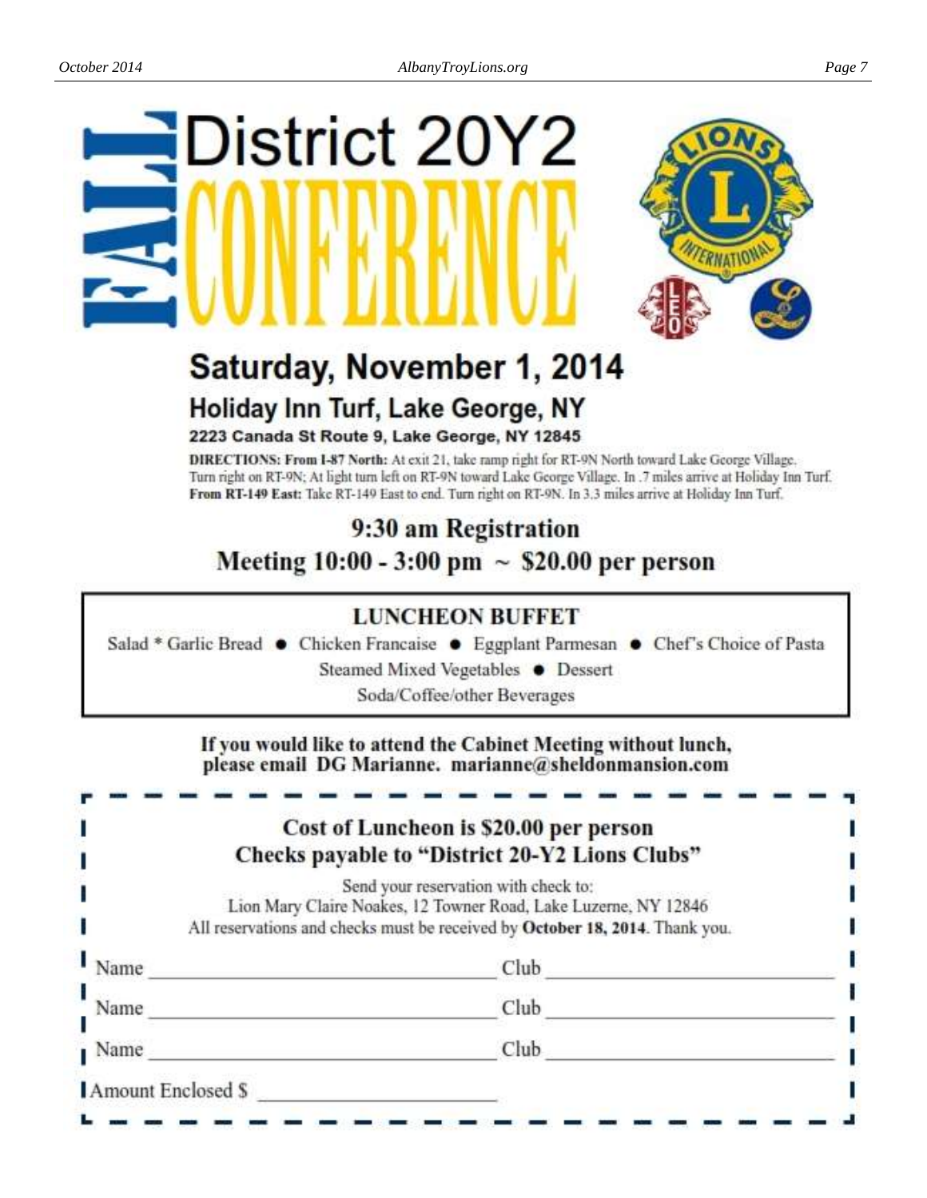# FALL District 20Y2 CONFERENCE

## Saturday, November 1, 2014

### Holiday Inn Turf, Lake George, NY

**2223 Canada St Route 9, Lake George, NY 12845**

**DIRECTIONS: From I-87 North:** At exit 21, take ramp right for RT-9N North toward Lake George Village. Turn right on RT-9N; At light turn left on RT-9N toward Lake George Village. In .7 miles arrive at Holiday Inn Turf. **From RT-149 East:** Take RT-149 East to end. Turn right on RT-9N. In 3.3 miles arrive at Holiday Inn Turf.

**9:30 am Registration**

**Meeting 10:00 - 3:00 pm ~ $20.00 per person**

**LUNCHEON BUFFET**

Salad * Garlic Bread ● Chicken Francaise ● Eggplant Parmesan ● Chef's Choice of Pasta

Steamed Mixed Vegetables ● Dessert

Soda/Coffee/other Beverages

**If you would like to attend the Cabinet Meeting without lunch, please email DG Marianne. marianne@sheldonmansion.com**

---

**Cost of Luncheon is $20.00 per person**

**Checks payable to "District 20-Y2 Lions Clubs"**

Send your reservation with check to:
Lion Mary Claire Noakes, 12 Towner Road, Lake Luzerne, NY 12846
All reservations and checks must be received by **October 18, 2014**. Thank you.

Name ______________________ Club ______________________

Name ______________________ Club ______________________

Name ______________________ Club ______________________

Amount Enclosed $ ______________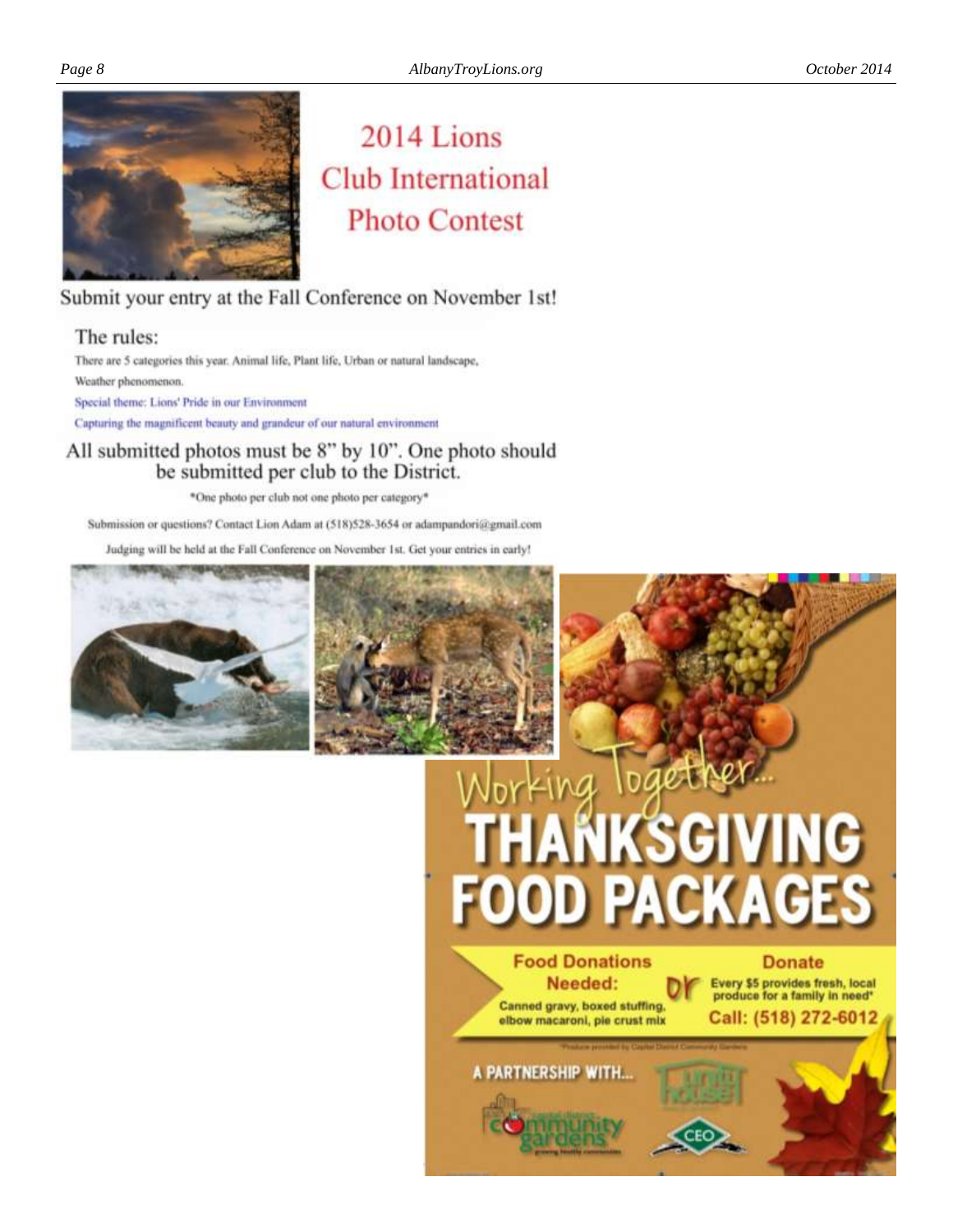# 2014 Lions Club International Photo Contest

Submit your entry at the Fall Conference on November 1st!

The rules:

There are 5 categories this year. Animal life, Plant life, Urban or natural landscape, Weather phenomenon.

Special theme: Lions' Pride in our Environment

Capturing the magnificent beauty and grandeur of our natural environment

All submitted photos must be 8" by 10". One photo should be submitted per club to the District.

*One photo per club not one photo per category*

Submission or questions? Contact Lion Adam at (518)528-3654 or adampandori@gmail.com

Judging will be held at the Fall Conference on November 1st. Get your entries in early!

Working Together...

# THANKSGIVING FOOD PACKAGES

**Food Donations Needed:**

Canned gravy, boxed stuffing, elbow macaroni, pie crust mix

or

**Donate**

Every $5 provides fresh, local produce for a family in need*

**Call: (518) 272-6012**

*Produce provided by Capital District Community Gardens

A PARTNERSHIP WITH...

Unity House

Capital District Community Gardens

CEO